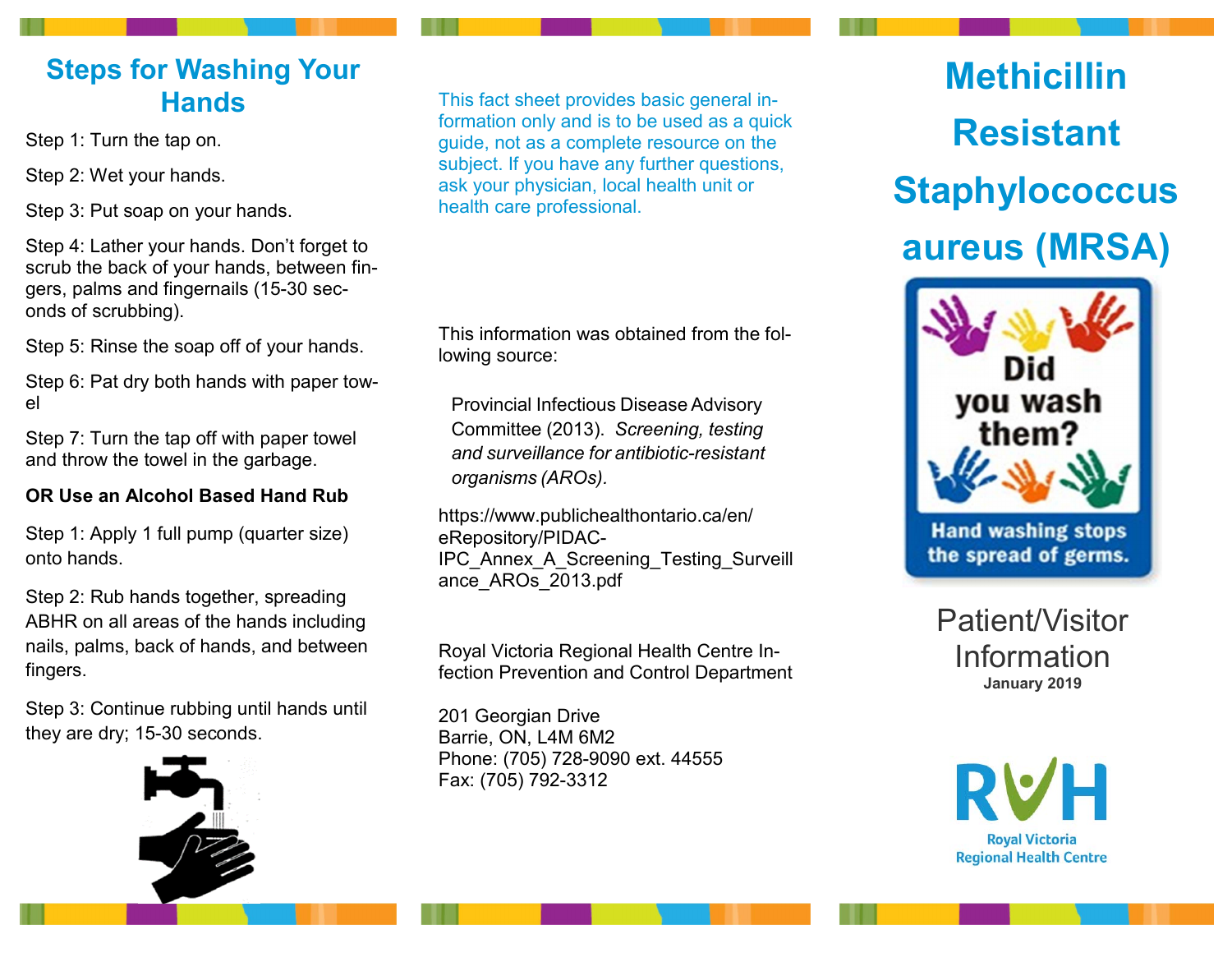## Steps for Washing Your Hands

Step 1: Turn the tap on.

Step 2: Wet your hands.

Step 3: Put soap on your hands.

Step 4: Lather your hands. Don't forget to scrub the back of your hands, between fingers, palms and fingernails (15-30 seconds of scrubbing).

Step 5: Rinse the soap off of your hands.

Step 6: Pat dry both hands with paper towel

Step 7: Turn the tap off with paper towel and throw the towel in the garbage.

**OR Use an Alcohol Based Hand Rub**

Step 1: Apply 1 full pump (quarter size) onto hands.

Step 2: Rub hands together, spreading ABHR on all areas of the hands including nails, palms, back of hands, and between fingers.

Step 3: Continue rubbing until hands until they are dry; 15-30 seconds.

This fact sheet provides basic general information only and is to be used as a quick guide, not as a complete resource on the subject. If you have any further questions, ask your physician, local health unit or health care professional.

This information was obtained from the following source:

Provincial Infectious Disease Advisory Committee (2013). *Screening, testing and surveillance for antibiotic-resistant organisms (AROs).*

https://www.publichealthontario.ca/en/eRepository/PIDAC-IPC_Annex_A_Screening_Testing_Surveillance_AROs_2013.pdf

Royal Victoria Regional Health Centre Infection Prevention and Control Department

201 Georgian Drive
Barrie, ON, L4M 6M2
Phone: (705) 728-9090 ext. 44555
Fax: (705) 792-3312

# Methicillin Resistant Staphylococcus aureus (MRSA)

Did you wash them?

Hand washing stops the spread of germs.

Patient/Visitor Information

January 2019

RVH
Royal Victoria Regional Health Centre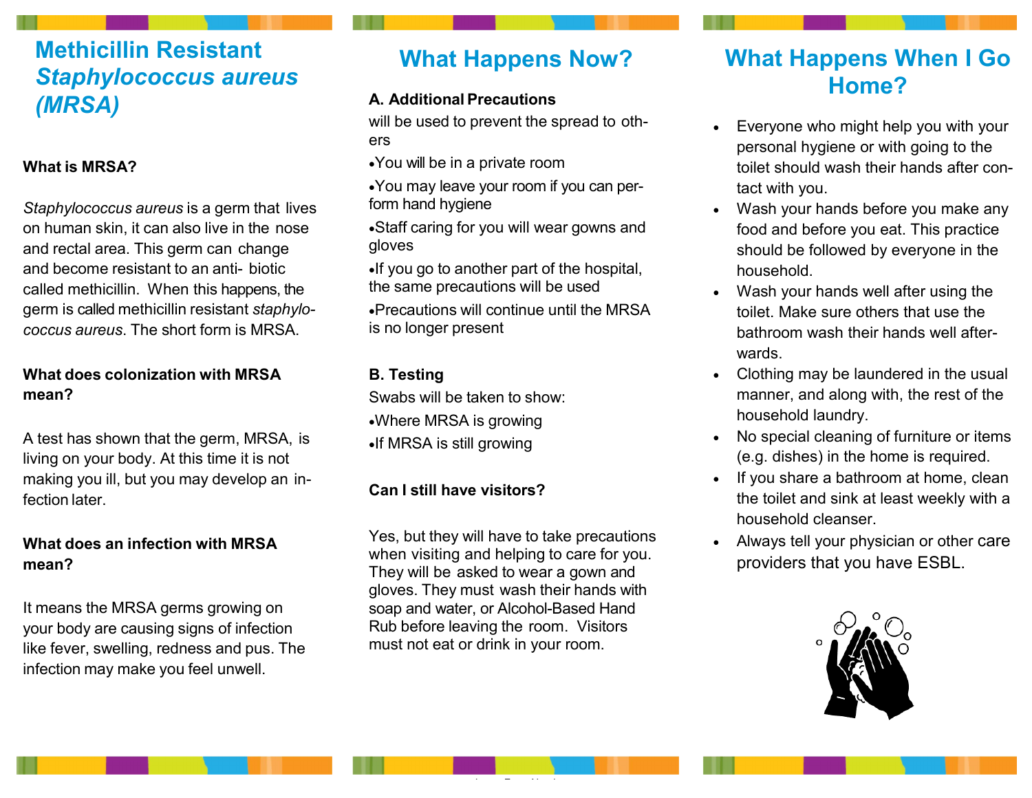# Methicillin Resistant *Staphylococcus aureus* (MRSA)

**What is MRSA?**

*Staphylococcus aureus* is a germ that lives on human skin, it can also live in the nose and rectal area. This germ can change and become resistant to an anti- biotic called methicillin. When this happens, the germ is called methicillin resistant *staphylococcus aureus*. The short form is MRSA.

**What does colonization with MRSA mean?**

A test has shown that the germ, MRSA, is living on your body. At this time it is not making you ill, but you may develop an infection later.

**What does an infection with MRSA mean?**

It means the MRSA germs growing on your body are causing signs of infection like fever, swelling, redness and pus. The infection may make you feel unwell.

# What Happens Now?

**A. Additional Precautions**

will be used to prevent the spread to others

- You will be in a private room
- You may leave your room if you can perform hand hygiene
- Staff caring for you will wear gowns and gloves
- If you go to another part of the hospital, the same precautions will be used
- Precautions will continue until the MRSA is no longer present

**B. Testing**

Swabs will be taken to show:

- Where MRSA is growing
- If MRSA is still growing

**Can I still have visitors?**

Yes, but they will have to take precautions when visiting and helping to care for you. They will be asked to wear a gown and gloves. They must wash their hands with soap and water, or Alcohol-Based Hand Rub before leaving the room. Visitors must not eat or drink in your room.

# What Happens When I Go Home?

- Everyone who might help you with your personal hygiene or with going to the toilet should wash their hands after contact with you.
- Wash your hands before you make any food and before you eat. This practice should be followed by everyone in the household.
- Wash your hands well after using the toilet. Make sure others that use the bathroom wash their hands well afterwards.
- Clothing may be laundered in the usual manner, and along with, the rest of the household laundry.
- No special cleaning of furniture or items (e.g. dishes) in the home is required.
- If you share a bathroom at home, clean the toilet and sink at least weekly with a household cleanser.
- Always tell your physician or other care providers that you have ESBL.